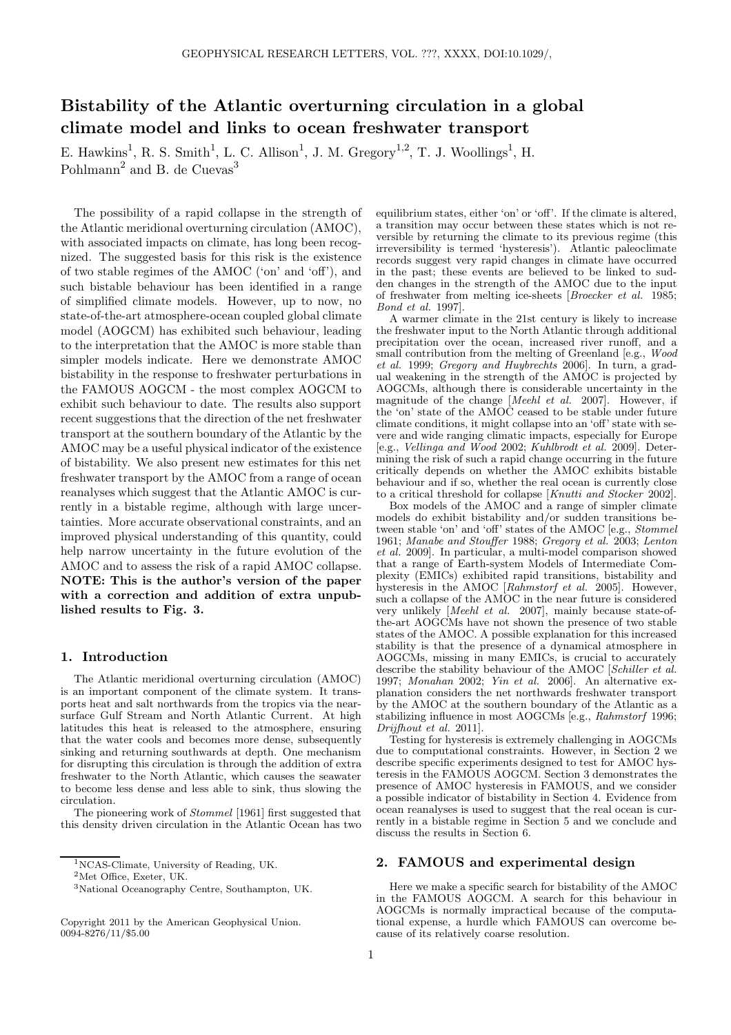# Bistability of the Atlantic overturning circulation in a global climate model and links to ocean freshwater transport

E. Hawkins[1], R. S. Smith[1], L. C. Allison[1], J. M. Gregory[1,2], T. J. Woollings[1], H. Pohlmann[2] and B. de Cuevas[3]

The possibility of a rapid collapse in the strength of the Atlantic meridional overturning circulation (AMOC), with associated impacts on climate, has long been recognized. The suggested basis for this risk is the existence of two stable regimes of the AMOC ('on' and 'off'), and such bistable behaviour has been identified in a range of simplified climate models. However, up to now, no state-of-the-art atmosphere-ocean coupled global climate model (AOGCM) has exhibited such behaviour, leading to the interpretation that the AMOC is more stable than simpler models indicate. Here we demonstrate AMOC bistability in the response to freshwater perturbations in the FAMOUS AOGCM - the most complex AOGCM to exhibit such behaviour to date. The results also support recent suggestions that the direction of the net freshwater transport at the southern boundary of the Atlantic by the AMOC may be a useful physical indicator of the existence of bistability. We also present new estimates for this net freshwater transport by the AMOC from a range of ocean reanalyses which suggest that the Atlantic AMOC is currently in a bistable regime, although with large uncertainties. More accurate observational constraints, and an improved physical understanding of this quantity, could help narrow uncertainty in the future evolution of the AMOC and to assess the risk of a rapid AMOC collapse. **NOTE: This is the author's version of the paper with a correction and addition of extra unpublished results to Fig. 3.**

## 1. Introduction

The Atlantic meridional overturning circulation (AMOC) is an important component of the climate system. It transports heat and salt northwards from the tropics via the near-surface Gulf Stream and North Atlantic Current. At high latitudes this heat is released to the atmosphere, ensuring that the water cools and becomes more dense, subsequently sinking and returning southwards at depth. One mechanism for disrupting this circulation is through the addition of extra freshwater to the North Atlantic, which causes the seawater to become less dense and less able to sink, thus slowing the circulation.

The pioneering work of *Stommel* [1961] first suggested that this density driven circulation in the Atlantic Ocean has two equilibrium states, either 'on' or 'off'. If the climate is altered, a transition may occur between these states which is not reversible by returning the climate to its previous regime (this irreversibility is termed 'hysteresis'). Atlantic paleoclimate records suggest very rapid changes in climate have occurred in the past; these events are believed to be linked to sudden changes in the strength of the AMOC due to the input of freshwater from melting ice-sheets [*Broecker et al.* 1985; *Bond et al.* 1997].

A warmer climate in the 21st century is likely to increase the freshwater input to the North Atlantic through additional precipitation over the ocean, increased river runoff, and a small contribution from the melting of Greenland [e.g., *Wood et al.* 1999; *Gregory and Huybrechts* 2006]. In turn, a gradual weakening in the strength of the AMOC is projected by AOGCMs, although there is considerable uncertainty in the magnitude of the change [*Meehl et al.* 2007]. However, if the 'on' state of the AMOC ceased to be stable under future climate conditions, it might collapse into an 'off' state with severe and wide ranging climatic impacts, especially for Europe [e.g., *Vellinga and Wood* 2002; *Kuhlbrodt et al.* 2009]. Determining the risk of such a rapid change occurring in the future critically depends on whether the AMOC exhibits bistable behaviour and if so, whether the real ocean is currently close to a critical threshold for collapse [*Knutti and Stocker* 2002].

Box models of the AMOC and a range of simpler climate models do exhibit bistability and/or sudden transitions between stable 'on' and 'off' states of the AMOC [e.g., *Stommel* 1961; *Manabe and Stouffer* 1988; *Gregory et al.* 2003; *Lenton et al.* 2009]. In particular, a multi-model comparison showed that a range of Earth-system Models of Intermediate Complexity (EMICs) exhibited rapid transitions, bistability and hysteresis in the AMOC [*Rahmstorf et al.* 2005]. However, such a collapse of the AMOC in the near future is considered very unlikely [*Meehl et al.* 2007], mainly because state-of-the-art AOGCMs have not shown the presence of two stable states of the AMOC. A possible explanation for this increased stability is that the presence of a dynamical atmosphere in AOGCMs, missing in many EMICs, is crucial to accurately describe the stability behaviour of the AMOC [*Schiller et al.* 1997; *Monahan* 2002; *Yin et al.* 2006]. An alternative explanation considers the net northwards freshwater transport by the AMOC at the southern boundary of the Atlantic as a stabilizing influence in most AOGCMs [e.g., *Rahmstorf* 1996; *Drijfhout et al.* 2011].

Testing for hysteresis is extremely challenging in AOGCMs due to computational constraints. However, in Section 2 we describe specific experiments designed to test for AMOC hysteresis in the FAMOUS AOGCM. Section 3 demonstrates the presence of AMOC hysteresis in FAMOUS, and we consider a possible indicator of bistability in Section 4. Evidence from ocean reanalyses is used to suggest that the real ocean is currently in a bistable regime in Section 5 and we conclude and discuss the results in Section 6.

## 2. FAMOUS and experimental design

Here we make a specific search for bistability of the AMOC in the FAMOUS AOGCM. A search for this behaviour in AOGCMs is normally impractical because of the computational expense, a hurdle which FAMOUS can overcome because of its relatively coarse resolution.

[1]NCAS-Climate, University of Reading, UK.

[2]Met Office, Exeter, UK.

[3]National Oceanography Centre, Southampton, UK.

Copyright 2011 by the American Geophysical Union.
0094-8276/11/$5.00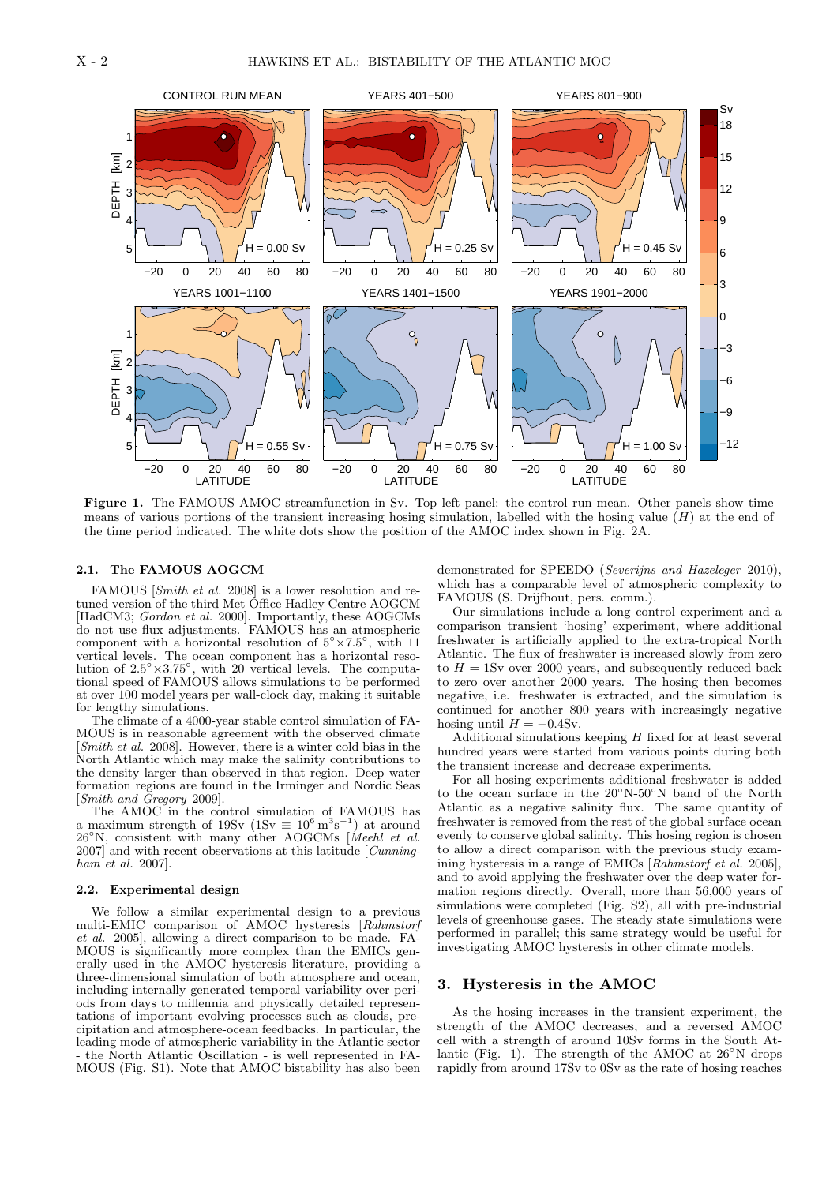**Figure 1.** The FAMOUS AMOC streamfunction in Sv. Top left panel: the control run mean. Other panels show time means of various portions of the transient increasing hosing simulation, labelled with the hosing value ($H$) at the end of the time period indicated. The white dots show the position of the AMOC index shown in Fig. 2A.

### 2.1. The FAMOUS AOGCM

FAMOUS [*Smith et al.* 2008] is a lower resolution and retuned version of the third Met Office Hadley Centre AOGCM [HadCM3; *Gordon et al.* 2000]. Importantly, these AOGCMs do not use flux adjustments. FAMOUS has an atmospheric component with a horizontal resolution of $5^{\circ}\times 7.5^{\circ}$, with 11 vertical levels. The ocean component has a horizontal resolution of $2.5^{\circ}\times 3.75^{\circ}$, with 20 vertical levels. The computational speed of FAMOUS allows simulations to be performed at over 100 model years per wall-clock day, making it suitable for lengthy simulations.

The climate of a 4000-year stable control simulation of FAMOUS is in reasonable agreement with the observed climate [*Smith et al.* 2008]. However, there is a winter cold bias in the North Atlantic which may make the salinity contributions to the density larger than observed in that region. Deep water formation regions are found in the Irminger and Nordic Seas [*Smith and Gregory* 2009].

The AMOC in the control simulation of FAMOUS has a maximum strength of 19Sv ($1\mathrm{Sv} \equiv 10^{6}\,\mathrm{m}^{3}\mathrm{s}^{-1}$) at around 26°N, consistent with many other AOGCMs [*Meehl et al.* 2007] and with recent observations at this latitude [*Cunningham et al.* 2007].

### 2.2. Experimental design

We follow a similar experimental design to a previous multi-EMIC comparison of AMOC hysteresis [*Rahmstorf et al.* 2005], allowing a direct comparison to be made. FAMOUS is significantly more complex than the EMICs generally used in the AMOC hysteresis literature, providing a three-dimensional simulation of both atmosphere and ocean, including internally generated temporal variability over periods from days to millennia and physically detailed representations of important evolving processes such as clouds, precipitation and atmosphere-ocean feedbacks. In particular, the leading mode of atmospheric variability in the Atlantic sector - the North Atlantic Oscillation - is well represented in FAMOUS (Fig. S1). Note that AMOC bistability has also been demonstrated for SPEEDO (*Severijns and Hazeleger* 2010), which has a comparable level of atmospheric complexity to FAMOUS (S. Drijfhout, pers. comm.).

Our simulations include a long control experiment and a comparison transient 'hosing' experiment, where additional freshwater is artificially applied to the extra-tropical North Atlantic. The flux of freshwater is increased slowly from zero to $H = 1$Sv over 2000 years, and subsequently reduced back to zero over another 2000 years. The hosing then becomes negative, i.e. freshwater is extracted, and the simulation is continued for another 800 years with increasingly negative hosing until $H = -0.4$Sv.

Additional simulations keeping $H$ fixed for at least several hundred years were started from various points during both the transient increase and decrease experiments.

For all hosing experiments additional freshwater is added to the ocean surface in the 20°N-50°N band of the North Atlantic as a negative salinity flux. The same quantity of freshwater is removed from the rest of the global surface ocean evenly to conserve global salinity. This hosing region is chosen to allow a direct comparison with the previous study examining hysteresis in a range of EMICs [*Rahmstorf et al.* 2005], and to avoid applying the freshwater over the deep water formation regions directly. Overall, more than 56,000 years of simulations were completed (Fig. S2), all with pre-industrial levels of greenhouse gases. The steady state simulations were performed in parallel; this same strategy would be useful for investigating AMOC hysteresis in other climate models.

## 3. Hysteresis in the AMOC

As the hosing increases in the transient experiment, the strength of the AMOC decreases, and a reversed AMOC cell with a strength of around 10Sv forms in the South Atlantic (Fig. 1). The strength of the AMOC at 26°N drops rapidly from around 17Sv to 0Sv as the rate of hosing reaches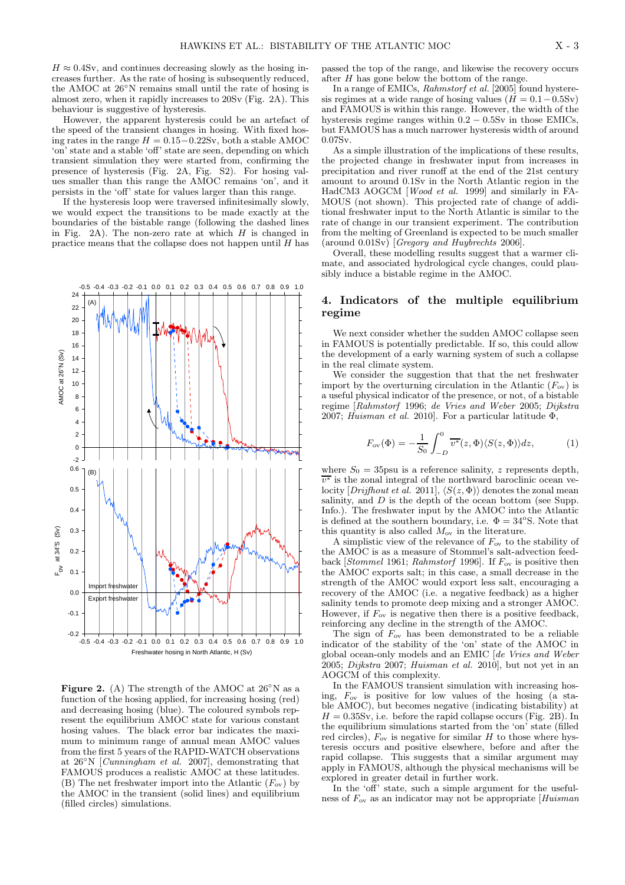$H \approx 0.4$Sv, and continues decreasing slowly as the hosing increases further. As the rate of hosing is subsequently reduced, the AMOC at 26°N remains small until the rate of hosing is almost zero, when it rapidly increases to 20Sv (Fig. 2A). This behaviour is suggestive of hysteresis.

However, the apparent hysteresis could be an artefact of the speed of the transient changes in hosing. With fixed hosing rates in the range $H = 0.15-0.22$Sv, both a stable AMOC 'on' state and a stable 'off' state are seen, depending on which transient simulation they were started from, confirming the presence of hysteresis (Fig. 2A, Fig. S2). For hosing values smaller than this range the AMOC remains 'on', and it persists in the 'off' state for values larger than this range.

If the hysteresis loop were traversed infinitesimally slowly, we would expect the transitions to be made exactly at the boundaries of the bistable range (following the dashed lines in Fig. 2A). The non-zero rate at which $H$ is changed in practice means that the collapse does not happen until $H$ has passed the top of the range, and likewise the recovery occurs after $H$ has gone below the bottom of the range.

In a range of EMICs, *Rahmstorf et al.* [2005] found hysteresis regimes at a wide range of hosing values ($H = 0.1-0.5$Sv) and FAMOUS is within this range. However, the width of the hysteresis regime ranges within $0.2-0.5$Sv in those EMICs, but FAMOUS has a much narrower hysteresis width of around 0.07Sv.

As a simple illustration of the implications of these results, the projected change in freshwater input from increases in precipitation and river runoff at the end of the 21st century amount to around 0.1Sv in the North Atlantic region in the HadCM3 AOGCM [*Wood et al.* 1999] and similarly in FAMOUS (not shown). This projected rate of change of additional freshwater input to the North Atlantic is similar to the rate of change in our transient experiment. The contribution from the melting of Greenland is expected to be much smaller (around 0.01Sv) [*Gregory and Huybrechts* 2006].

Overall, these modelling results suggest that a warmer climate, and associated hydrological cycle changes, could plausibly induce a bistable regime in the AMOC.

**Figure 2.** (A) The strength of the AMOC at 26°N as a function of the hosing applied, for increasing hosing (red) and decreasing hosing (blue). The coloured symbols represent the equilibrium AMOC state for various constant hosing values. The black error bar indicates the maximum to minimum range of annual mean AMOC values from the first 5 years of the RAPID-WATCH observations at 26°N [*Cunningham et al.* 2007], demonstrating that FAMOUS produces a realistic AMOC at these latitudes. (B) The net freshwater import into the Atlantic ($F_{ov}$) by the AMOC in the transient (solid lines) and equilibrium (filled circles) simulations.

## 4. Indicators of the multiple equilibrium regime

We next consider whether the sudden AMOC collapse seen in FAMOUS is potentially predictable. If so, this could allow the development of a early warning system of such a collapse in the real climate system.

We consider the suggestion that that the net freshwater import by the overturning circulation in the Atlantic ($F_{ov}$) is a useful physical indicator of the presence, or not, of a bistable regime [*Rahmstorf* 1996; *de Vries and Weber* 2005; *Dijkstra* 2007; *Huisman et al.* 2010]. For a particular latitude $\Phi$,

$$F_{ov}(\Phi) = -\frac{1}{S_0}\int_{-D}^{0} \overline{v^*}(z,\Phi)\langle S(z,\Phi)\rangle dz, \qquad (1)$$

where $S_0 = 35$psu is a reference salinity, $z$ represents depth, $\overline{v^*}$ is the zonal integral of the northward baroclinic ocean velocity [*Drijfhout et al.* 2011], $\langle S(z,\Phi)\rangle$ denotes the zonal mean salinity, and $D$ is the depth of the ocean bottom (see Supp. Info.). The freshwater input by the AMOC into the Atlantic is defined at the southern boundary, i.e. $\Phi = 34^o$S. Note that this quantity is also called $M_{ov}$ in the literature.

A simplistic view of the relevance of $F_{ov}$ to the stability of the AMOC is as a measure of Stommel's salt-advection feedback [*Stommel* 1961; *Rahmstorf* 1996]. If $F_{ov}$ is positive then the AMOC exports salt; in this case, a small decrease in the strength of the AMOC would export less salt, encouraging a recovery of the AMOC (i.e. a negative feedback) as a higher salinity tends to promote deep mixing and a stronger AMOC. However, if $F_{ov}$ is negative then there is a positive feedback, reinforcing any decline in the strength of the AMOC.

The sign of $F_{ov}$ has been demonstrated to be a reliable indicator of the stability of the 'on' state of the AMOC in global ocean-only models and an EMIC [*de Vries and Weber* 2005; *Dijkstra* 2007; *Huisman et al.* 2010], but not yet in an AOGCM of this complexity.

In the FAMOUS transient simulation with increasing hosing, $F_{ov}$ is positive for low values of the hosing (a stable AMOC), but becomes negative (indicating bistability) at $H = 0.35$Sv, i.e. before the rapid collapse occurs (Fig. 2B). In the equilibrium simulations started from the 'on' state (filled red circles), $F_{ov}$ is negative for similar $H$ to those where hysteresis occurs and positive elsewhere, before and after the rapid collapse. This suggests that a similar argument may apply in FAMOUS, although the physical mechanisms will be explored in greater detail in further work.

In the 'off' state, such a simple argument for the usefulness of $F_{ov}$ as an indicator may not be appropriate [*Huisman*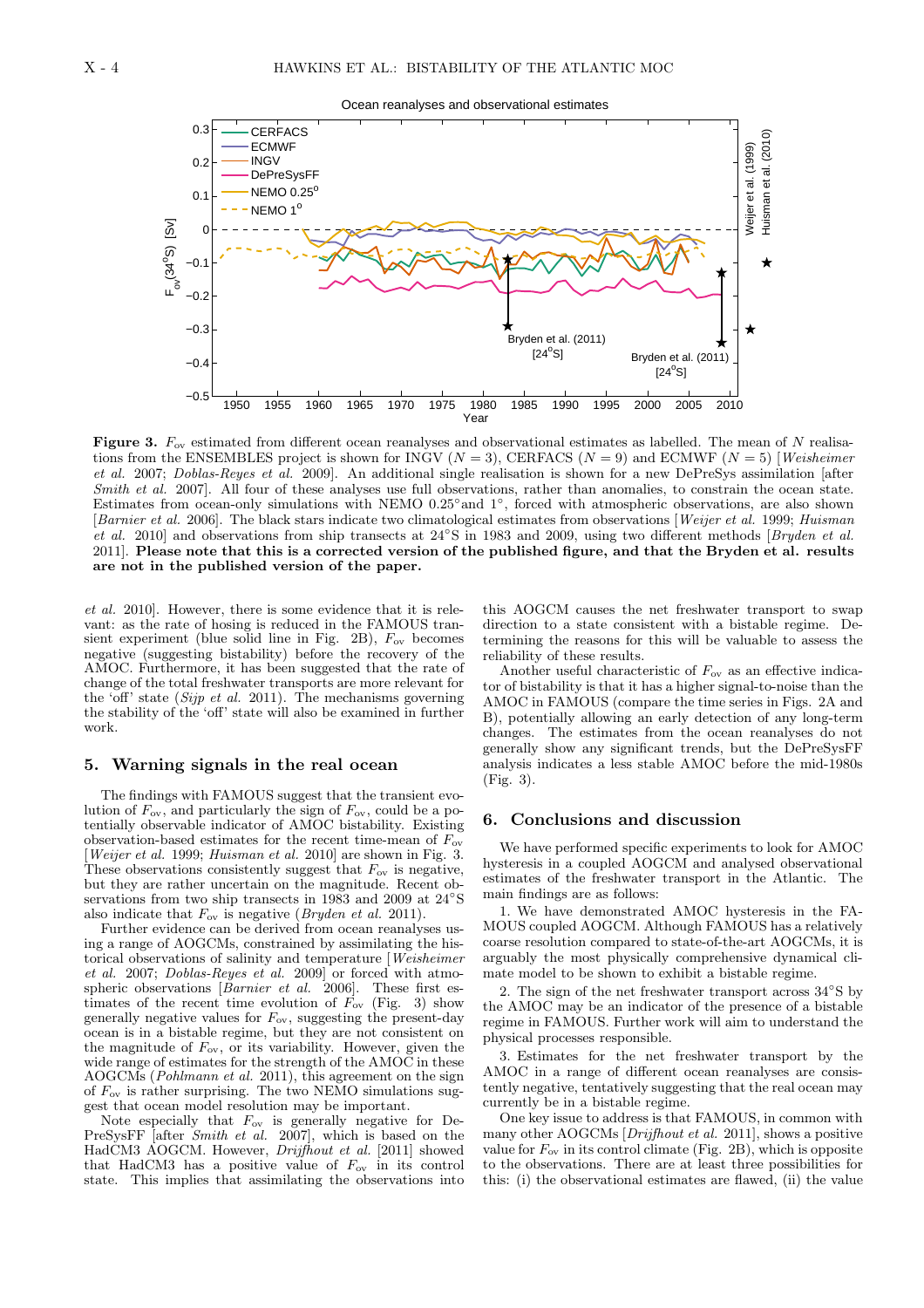**Figure 3.** $F_{ov}$ estimated from different ocean reanalyses and observational estimates as labelled. The mean of $N$ realisations from the ENSEMBLES project is shown for INGV ($N = 3$), CERFACS ($N = 9$) and ECMWF ($N = 5$) [*Weisheimer et al.* 2007; *Doblas-Reyes et al.* 2009]. An additional single realisation is shown for a new DePreSys assimilation [after *Smith et al.* 2007]. All four of these analyses use full observations, rather than anomalies, to constrain the ocean state. Estimates from ocean-only simulations with NEMO 0.25° and 1°, forced with atmospheric observations, are also shown [*Barnier et al.* 2006]. The black stars indicate two climatological estimates from observations [*Weijer et al.* 1999; *Huisman et al.* 2010] and observations from ship transects at 24°S in 1983 and 2009, using two different methods [*Bryden et al.* 2011]. **Please note that this is a corrected version of the published figure, and that the Bryden et al. results are not in the published version of the paper.**

*et al.* 2010]. However, there is some evidence that it is relevant: as the rate of hosing is reduced in the FAMOUS transient experiment (blue solid line in Fig. 2B), $F_{ov}$ becomes negative (suggesting bistability) before the recovery of the AMOC. Furthermore, it has been suggested that the rate of change of the total freshwater transports are more relevant for the 'off' state (*Sijp et al.* 2011). The mechanisms governing the stability of the 'off' state will also be examined in further work.

## 5. Warning signals in the real ocean

The findings with FAMOUS suggest that the transient evolution of $F_{ov}$, and particularly the sign of $F_{ov}$, could be a potentially observable indicator of AMOC bistability. Existing observation-based estimates for the recent time-mean of $F_{ov}$ [*Weijer et al.* 1999; *Huisman et al.* 2010] are shown in Fig. 3. These observations consistently suggest that $F_{ov}$ is negative, but they are rather uncertain on the magnitude. Recent observations from two ship transects in 1983 and 2009 at 24°S also indicate that $F_{ov}$ is negative (*Bryden et al.* 2011).

Further evidence can be derived from ocean reanalyses using a range of AOGCMs, constrained by assimilating the historical observations of salinity and temperature [*Weisheimer et al.* 2007; *Doblas-Reyes et al.* 2009] or forced with atmospheric observations [*Barnier et al.* 2006]. These first estimates of the recent time evolution of $F_{ov}$ (Fig. 3) show generally negative values for $F_{ov}$, suggesting the present-day ocean is in a bistable regime, but they are not consistent on the magnitude of $F_{ov}$, or its variability. However, given the wide range of estimates for the strength of the AMOC in these AOGCMs (*Pohlmann et al.* 2011), this agreement on the sign of $F_{ov}$ is rather surprising. The two NEMO simulations suggest that ocean model resolution may be important.

Note especially that $F_{ov}$ is generally negative for DePreSysFF [after *Smith et al.* 2007], which is based on the HadCM3 AOGCM. However, *Drijfhout et al.* [2011] showed that HadCM3 has a positive value of $F_{ov}$ in its control state. This implies that assimilating the observations into this AOGCM causes the net freshwater transport to swap direction to a state consistent with a bistable regime. Determining the reasons for this will be valuable to assess the reliability of these results.

Another useful characteristic of $F_{ov}$ as an effective indicator of bistability is that it has a higher signal-to-noise than the AMOC in FAMOUS (compare the time series in Figs. 2A and B), potentially allowing an early detection of any long-term changes. The estimates from the ocean reanalyses do not generally show any significant trends, but the DePreSysFF analysis indicates a less stable AMOC before the mid-1980s (Fig. 3).

## 6. Conclusions and discussion

We have performed specific experiments to look for AMOC hysteresis in a coupled AOGCM and analysed observational estimates of the freshwater transport in the Atlantic. The main findings are as follows:

1. We have demonstrated AMOC hysteresis in the FAMOUS coupled AOGCM. Although FAMOUS has a relatively coarse resolution compared to state-of-the-art AOGCMs, it is arguably the most physically comprehensive dynamical climate model to be shown to exhibit a bistable regime.

2. The sign of the net freshwater transport across 34°S by the AMOC may be an indicator of the presence of a bistable regime in FAMOUS. Further work will aim to understand the physical processes responsible.

3. Estimates for the net freshwater transport by the AMOC in a range of different ocean reanalyses are consistently negative, tentatively suggesting that the real ocean may currently be in a bistable regime.

One key issue to address is that FAMOUS, in common with many other AOGCMs [*Drijfhout et al.* 2011], shows a positive value for $F_{ov}$ in its control climate (Fig. 2B), which is opposite to the observations. There are at least three possibilities for this: (i) the observational estimates are flawed, (ii) the value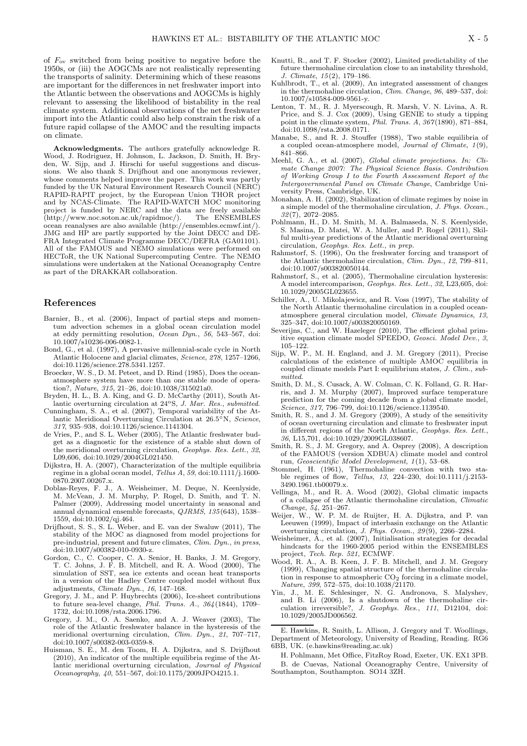of $F_{ov}$ switched from being positive to negative before the 1950s, or (iii) the AOGCMs are not realistically representing the transports of salinity. Determining which of these reasons are important for the differences in net freshwater import into the Atlantic between the observations and AOGCMs is highly relevant to assessing the likelihood of bistability in the real climate system. Additional observations of the net freshwater import into the Atlantic could also help constrain the risk of a future rapid collapse of the AMOC and the resulting impacts on climate.

**Acknowledgments.** The authors gratefully acknowledge R. Wood, J. Rodriguez, H. Johnson, L. Jackson, D. Smith, H. Bryden, W. Sijp, and J. Hirschi for useful suggestions and discussions. We also thank S. Drijfhout and one anonymous reviewer, whose comments helped improve the paper. This work was partly funded by the UK Natural Environment Research Council (NERC) RAPID-RAPIT project, by the European Union THOR project and by NCAS-Climate. The RAPID-WATCH MOC monitoring project is funded by NERC and the data are freely available (http://www.noc.soton.ac.uk/rapidmoc/). The ENSEMBLES ocean reanalyses are also available (http://ensembles.ecmwf.int/). JMG and HP are partly supported by the Joint DECC and DEFRA Integrated Climate Programme DECC/DEFRA (GA01101). All of the FAMOUS and NEMO simulations were performed on HECToR, the UK National Supercomputing Centre. The NEMO simulations were undertaken at the National Oceanography Centre as part of the DRAKKAR collaboration.

## References

Barnier, B., et al. (2006), Impact of partial steps and momentum advection schemes in a global ocean circulation model at eddy permitting resolution, *Ocean Dyn.*, *56*, 543–567, doi: 10.1007/s10236-006-0082-1.

Bond, G., et al. (1997), A pervasive millennial-scale cycle in North Atlantic Holocene and glacial climates, *Science*, *278*, 1257–1266, doi:10.1126/science.278.5341.1257.

Broecker, W. S., D. M. Peteet, and D. Rind (1985), Does the ocean-atmosphere system have more than one stable mode of operation?, *Nature*, *315*, 21–26, doi:10.1038/315021a0.

Bryden, H. L., B. A. King, and G. D. McCarthy (2011), South Atlantic overturning circulation at 24°S, *J. Mar. Res.*, *submitted*.

Cunningham, S. A., et al. (2007), Temporal variability of the Atlantic Meridional Overturning Circulation at 26.5°N, *Science*, *317*, 935–938, doi:10.1126/science.1141304.

de Vries, P., and S. L. Weber (2005), The Atlantic freshwater budget as a diagnostic for the existence of a stable shut down of the meridional overturning circulation, *Geophys. Res. Lett.*, *32*, L09,606, doi:10.1029/2004GL021450.

Dijkstra, H. A. (2007), Characterization of the multiple equilibria regime in a global ocean model, *Tellus A*, *59*, doi:10.1111/j.1600-0870.2007.00267.x.

Doblas-Reyes, F. J., A. Weisheimer, M. Deque, N. Keenlyside, M. McVean, J. M. Murphy, P. Rogel, D. Smith, and T. N. Palmer (2009), Addressing model uncertainty in seasonal and annual dynamical ensemble forecasts, *QJRMS*, *135*(643), 1538–1559, doi:10.1002/qj.464.

Drijfhout, S. S., S. L. Weber, and E. van der Swaluw (2011), The stability of the MOC as diagnosed from model projections for pre-industrial, present and future climates, *Clim. Dyn.*, *in press*, doi:10.1007/s00382-010-0930-z.

Gordon, C., C. Cooper, C. A. Senior, H. Banks, J. M. Gregory, T. C. Johns, J. F. B. Mitchell, and R. A. Wood (2000), The simulation of SST, sea ice extents and ocean heat transports in a version of the Hadley Centre coupled model without flux adjustments, *Climate Dyn.*, *16*, 147–168.

Gregory, J. M., and P. Huybrechts (2006), Ice-sheet contributions to future sea-level change, *Phil. Trans. A.*, *364*(1844), 1709–1732, doi:10.1098/rsta.2006.1796.

Gregory, J. M., O. A. Saenko, and A. J. Weaver (2003), The role of the Atlantic freshwater balance in the hysteresis of the meridional overturning circulation, *Clim. Dyn.*, *21*, 707–717, doi:10.1007/s00382-003-0359-8.

Huisman, S. E., M. den Toom, H. A. Dijkstra, and S. Drijfhout (2010), An indicator of the multiple equilibria regime of the Atlantic meridional overturning circulation, *Journal of Physical Oceanography*, *40*, 551–567, doi:10.1175/2009JPO4215.1.

Knutti, R., and T. F. Stocker (2002), Limited predictability of the future thermohaline circulation close to an instability threshold, *J. Climate*, *15*(2), 179–186.

Kuhlbrodt, T., et al. (2009), An integrated assessment of changes in the thermohaline circulation, *Clim. Change*, *96*, 489–537, doi: 10.1007/s10584-009-9561-y.

Lenton, T. M., R. J. Myerscough, R. Marsh, V. N. Livina, A. R. Price, and S. J. Cox (2009), Using GENIE to study a tipping point in the climate system, *Phil. Trans. A*, *367*(1890), 871–884, doi:10.1098/rsta.2008.0171.

Manabe, S., and R. J. Stouffer (1988), Two stable equilibria of a coupled ocean-atmosphere model, *Journal of Climate*, *1*(9), 841–866.

Meehl, G. A., et al. (2007), *Global climate projections. In: Climate Change 2007: The Physical Science Basis. Contribution of Working Group I to the Fourth Assessment Report of the Intergovernmental Panel on Climate Change*, Cambridge University Press, Cambridge, UK.

Monahan, A. H. (2002), Stabilization of climate regimes by noise in a simple model of the thermohaline circulation, *J. Phys. Ocean.*, *32*(7), 2072–2085.

Pohlmann, H., D. M. Smith, M. A. Balmaseda, N. S. Keenlyside, S. Masina, D. Matei, W. A. Muller, and P. Rogel (2011), Skilful multi-year predictions of the Atlantic meridional overturning circulation, *Geophys. Res. Lett.*, *in prep*.

Rahmstorf, S. (1996), On the freshwater forcing and transport of the Atlantic thermohaline circulation, *Clim. Dyn.*, *12*, 799–811, doi:10.1007/s003820050144.

Rahmstorf, S., et al. (2005), Thermohaline circulation hysteresis: A model intercomparison, *Geophys. Res. Lett.*, *32*, L23,605, doi: 10.1029/2005GL023655.

Schiller, A., U. Mikolajewicz, and R. Voss (1997), The stability of the North Atlantic thermohaline circulation in a coupled ocean-atmosphere general circulation model, *Climate Dynamics*, *13*, 325–347, doi:10.1007/s003820050169.

Severijns, C., and W. Hazeleger (2010), The efficient global primitive equation climate model SPEEDO, *Geosci. Model Dev.*, *3*, 105–122.

Sijp, W. P., M. H. England, and J. M. Gregory (2011), Precise calculations of the existence of multiple AMOC equilibria in coupled climate models Part I: equilibrium states, *J. Clim.*, *submitted*.

Smith, D. M., S. Cusack, A. W. Colman, C. K. Folland, G. R. Harris, and J. M. Murphy (2007), Improved surface temperature prediction for the coming decade from a global climate model, *Science*, *317*, 796–799, doi:10.1126/science.1139540.

Smith, R. S., and J. M. Gregory (2009), A study of the sensitivity of ocean overturning circulation and climate to freshwater input in different regions of the North Atlantic, *Geophys. Res. Lett.*, *36*, L15,701, doi:10.1029/2009GL038607.

Smith, R. S., J. M. Gregory, and A. Osprey (2008), A description of the FAMOUS (version XDBUA) climate model and control run, *Geoscientific Model Development*, *1*(1), 53–68.

Stommel, H. (1961), Thermohaline convection with two stable regimes of flow, *Tellus*, *13*, 224–230, doi:10.1111/j.2153-3490.1961.tb00079.x.

Vellinga, M., and R. A. Wood (2002), Global climatic impacts of a collapse of the Atlantic thermohaline circulation, *Climatic Change*, *54*, 251–267.

Weijer, W., W. P. M. de Ruijter, H. A. Dijkstra, and P. van Leeuwen (1999), Impact of interbasin exchange on the Atlantic overturning circulation, *J. Phys. Ocean.*, *29*(9), 2266–2284.

Weisheimer, A., et al. (2007), Initialisation strategies for decadal hindcasts for the 1960-2005 period within the ENSEMBLES project, *Tech. Rep. 521*, ECMWF.

Wood, R. A., A. B. Keen, J. F. B. Mitchell, and J. M. Gregory (1999), Changing spatial structure of the thermohaline circulation in response to atmospheric $CO_2$ forcing in a climate model, *Nature*, *399*, 572–575, doi:10.1038/21170.

Yin, J., M. E. Schlesinger, N. G. Andronova, S. Malyshev, and B. Li (2006), Is a shutdown of the thermohaline circulation irreversible?, *J. Geophys. Res.*, *111*, D12104, doi: 10.1029/2005JD006562.

---

E. Hawkins, R. Smith, L. Allison, J. Gregory and T. Woollings, Department of Meteorology, University of Reading, Reading. RG6 6BB, UK. (e.hawkins@reading.ac.uk)

H. Pohlmann, Met Office, FitzRoy Road, Exeter, UK. EX1 3PB.

B. de Cuevas, National Oceanography Centre, University of Southampton, Southampton. SO14 3ZH.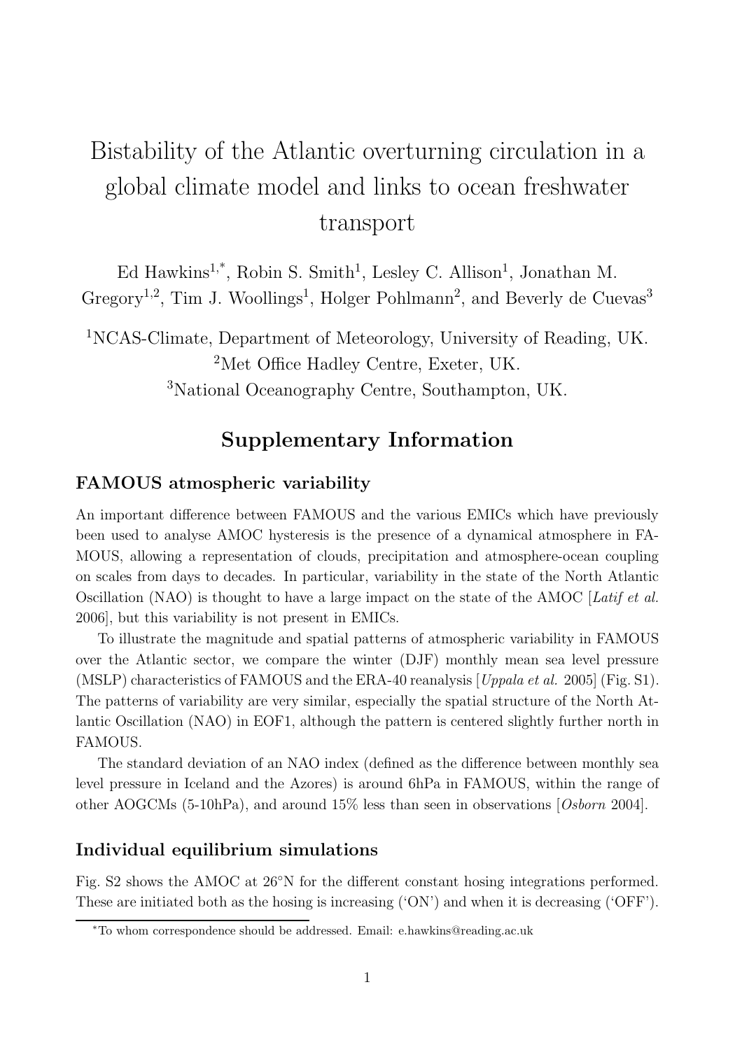# Bistability of the Atlantic overturning circulation in a global climate model and links to ocean freshwater transport

Ed Hawkins[1,*], Robin S. Smith[1], Lesley C. Allison[1], Jonathan M. Gregory[1,2], Tim J. Woollings[1], Holger Pohlmann[2], and Beverly de Cuevas[3]

[1]NCAS-Climate, Department of Meteorology, University of Reading, UK.
[2]Met Office Hadley Centre, Exeter, UK.
[3]National Oceanography Centre, Southampton, UK.

## Supplementary Information

### FAMOUS atmospheric variability

An important difference between FAMOUS and the various EMICs which have previously been used to analyse AMOC hysteresis is the presence of a dynamical atmosphere in FAMOUS, allowing a representation of clouds, precipitation and atmosphere-ocean coupling on scales from days to decades. In particular, variability in the state of the North Atlantic Oscillation (NAO) is thought to have a large impact on the state of the AMOC [*Latif et al.* 2006], but this variability is not present in EMICs.

To illustrate the magnitude and spatial patterns of atmospheric variability in FAMOUS over the Atlantic sector, we compare the winter (DJF) monthly mean sea level pressure (MSLP) characteristics of FAMOUS and the ERA-40 reanalysis [*Uppala et al.* 2005] (Fig. S1). The patterns of variability are very similar, especially the spatial structure of the North Atlantic Oscillation (NAO) in EOF1, although the pattern is centered slightly further north in FAMOUS.

The standard deviation of an NAO index (defined as the difference between monthly sea level pressure in Iceland and the Azores) is around 6hPa in FAMOUS, within the range of other AOGCMs (5-10hPa), and around 15% less than seen in observations [*Osborn* 2004].

### Individual equilibrium simulations

Fig. S2 shows the AMOC at 26°N for the different constant hosing integrations performed. These are initiated both as the hosing is increasing ('ON') and when it is decreasing ('OFF').

*To whom correspondence should be addressed. Email: e.hawkins@reading.ac.uk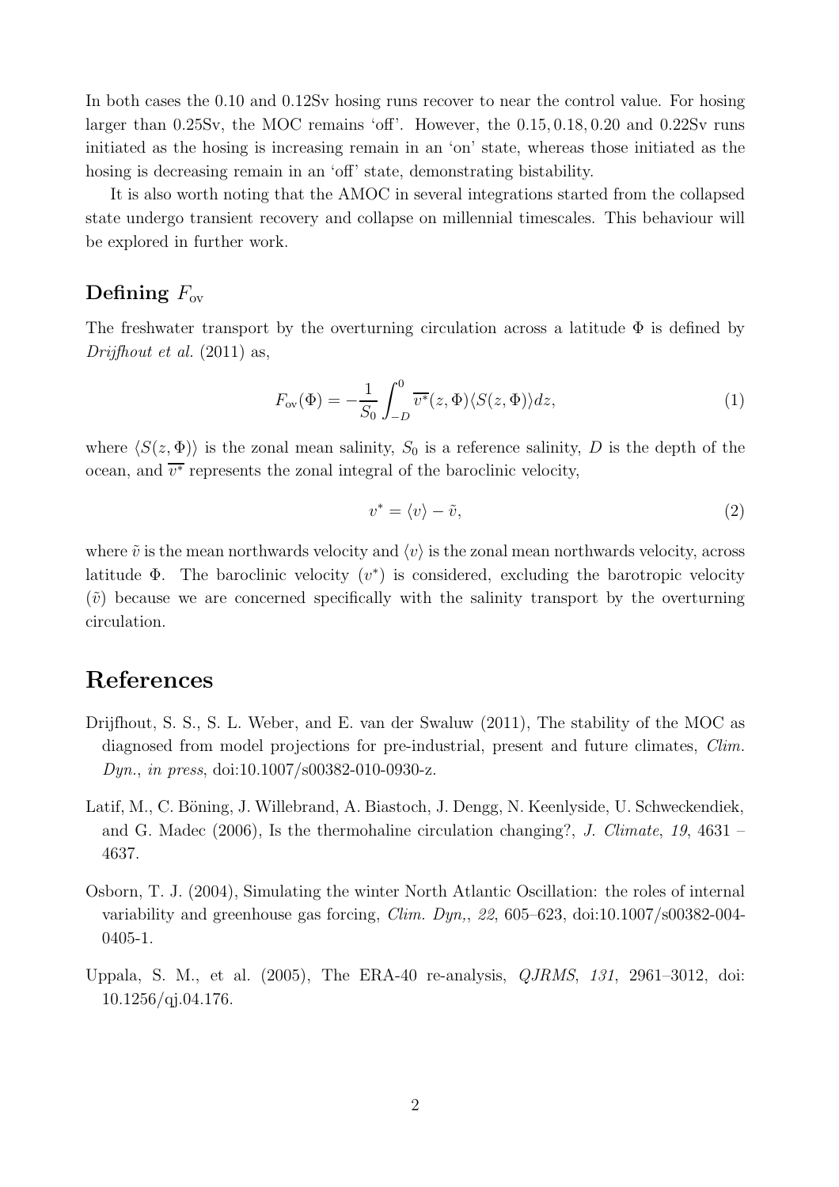In both cases the 0.10 and 0.12Sv hosing runs recover to near the control value. For hosing larger than 0.25Sv, the MOC remains 'off'. However, the 0.15, 0.18, 0.20 and 0.22Sv runs initiated as the hosing is increasing remain in an 'on' state, whereas those initiated as the hosing is decreasing remain in an 'off' state, demonstrating bistability.

It is also worth noting that the AMOC in several integrations started from the collapsed state undergo transient recovery and collapse on millennial timescales. This behaviour will be explored in further work.

## Defining $F_{\text{ov}}$

The freshwater transport by the overturning circulation across a latitude $\Phi$ is defined by *Drijfhout et al.* (2011) as,

$$F_{\text{ov}}(\Phi) = -\frac{1}{S_0} \int_{-D}^{0} \overline{v^*}(z, \Phi) \langle S(z, \Phi) \rangle dz, \tag{1}$$

where $\langle S(z, \Phi) \rangle$ is the zonal mean salinity, $S_0$ is a reference salinity, $D$ is the depth of the ocean, and $\overline{v^*}$ represents the zonal integral of the baroclinic velocity,

$$v^* = \langle v \rangle - \tilde{v}, \tag{2}$$

where $\tilde{v}$ is the mean northwards velocity and $\langle v \rangle$ is the zonal mean northwards velocity, across latitude $\Phi$. The baroclinic velocity ($v^*$) is considered, excluding the barotropic velocity ($\tilde{v}$) because we are concerned specifically with the salinity transport by the overturning circulation.

# References

Drijfhout, S. S., S. L. Weber, and E. van der Swaluw (2011), The stability of the MOC as diagnosed from model projections for pre-industrial, present and future climates, *Clim. Dyn.*, *in press*, doi:10.1007/s00382-010-0930-z.

Latif, M., C. Böning, J. Willebrand, A. Biastoch, J. Dengg, N. Keenlyside, U. Schweckendiek, and G. Madec (2006), Is the thermohaline circulation changing?, *J. Climate*, *19*, 4631 – 4637.

Osborn, T. J. (2004), Simulating the winter North Atlantic Oscillation: the roles of internal variability and greenhouse gas forcing, *Clim. Dyn,*, *22*, 605–623, doi:10.1007/s00382-004-0405-1.

Uppala, S. M., et al. (2005), The ERA-40 re-analysis, *QJRMS*, *131*, 2961–3012, doi: 10.1256/qj.04.176.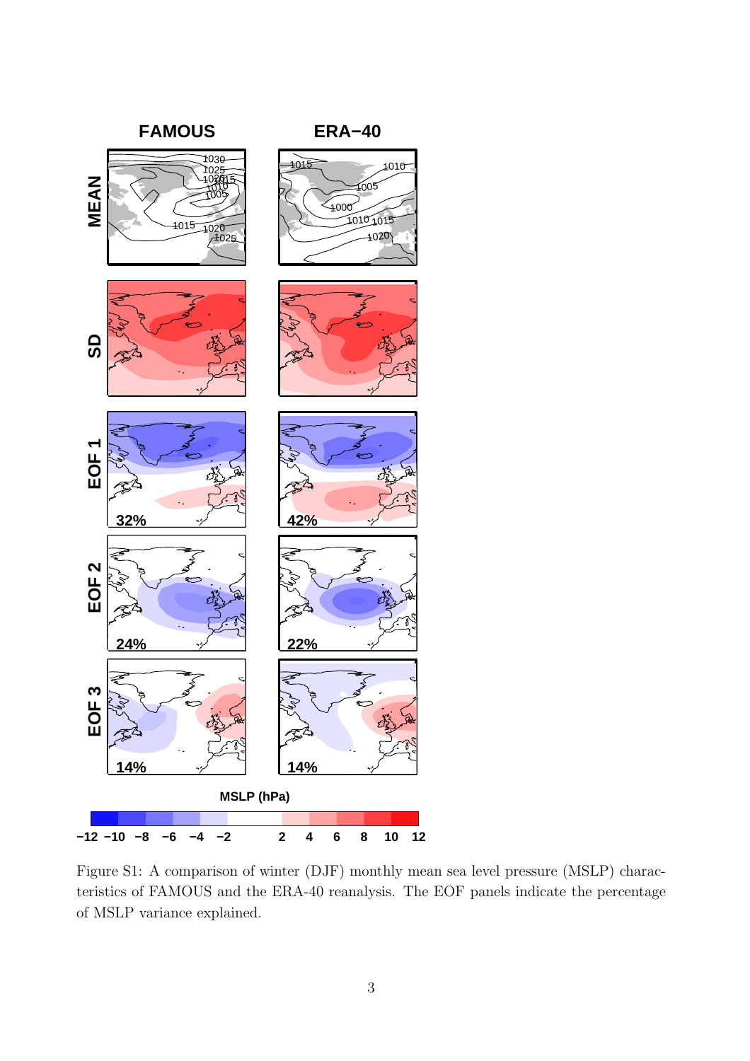Figure S1: A comparison of winter (DJF) monthly mean sea level pressure (MSLP) characteristics of FAMOUS and the ERA-40 reanalysis. The EOF panels indicate the percentage of MSLP variance explained.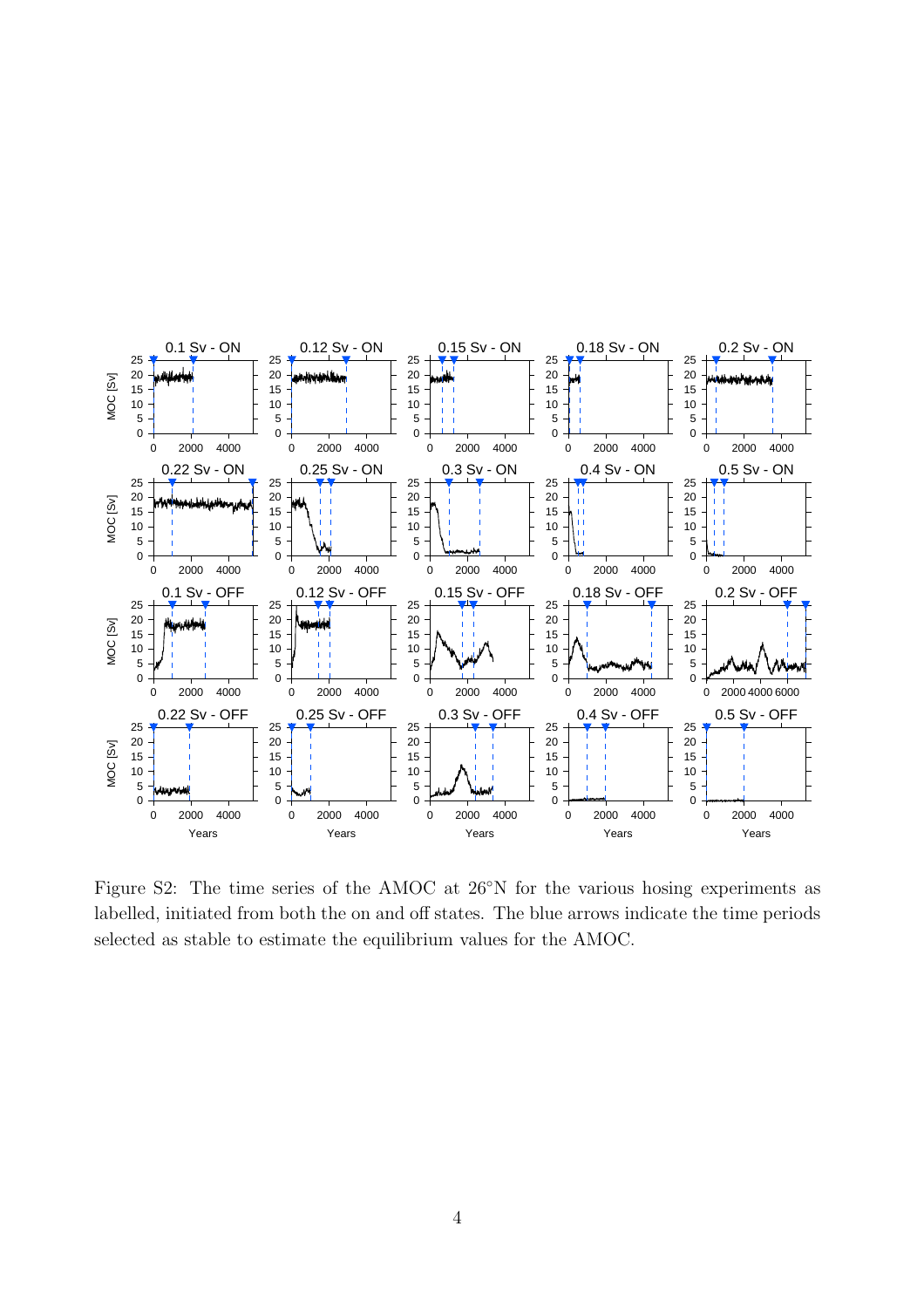0.1 Sv - ON
0.12 Sv - ON
0.15 Sv - ON
0.18 Sv - ON
0.2 Sv - ON
0.22 Sv - ON
0.25 Sv - ON
0.3 Sv - ON
0.4 Sv - ON
0.5 Sv - ON
0.1 Sv - OFF
0.12 Sv - OFF
0.15 Sv - OFF
0.18 Sv - OFF
0.2 Sv - OFF
0.22 Sv - OFF
0.25 Sv - OFF
0.3 Sv - OFF
0.4 Sv - OFF
0.5 Sv - OFF

MOC [Sv]
0 5 10 15 20 25

Years
0 2000 4000
0 2000 4000 6000

Figure S2: The time series of the AMOC at 26°N for the various hosing experiments as labelled, initiated from both the on and off states. The blue arrows indicate the time periods selected as stable to estimate the equilibrium values for the AMOC.